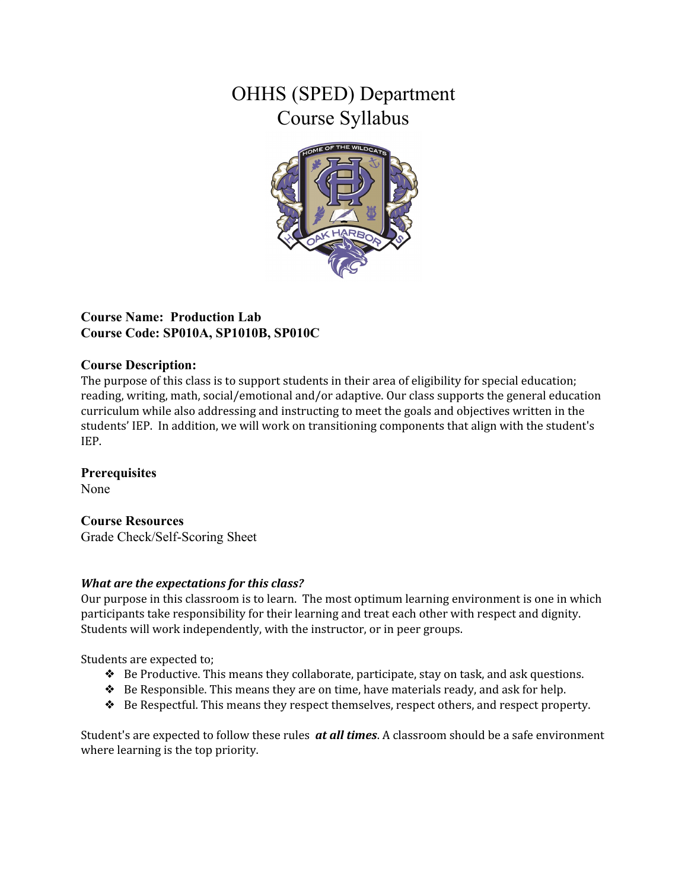# OHHS (SPED) Department
# Course Syllabus

**Course Name: Production Lab**
**Course Code: SP010A, SP1010B, SP010C**

### Course Description:

The purpose of this class is to support students in their area of eligibility for special education; reading, writing, math, social/emotional and/or adaptive. Our class supports the general education curriculum while also addressing and instructing to meet the goals and objectives written in the students' IEP. In addition, we will work on transitioning components that align with the student's IEP.

### Prerequisites

None

### Course Resources

Grade Check/Self-Scoring Sheet

### *What are the expectations for this class?*

Our purpose in this classroom is to learn. The most optimum learning environment is one in which participants take responsibility for their learning and treat each other with respect and dignity. Students will work independently, with the instructor, or in peer groups.

Students are expected to;

- Be Productive. This means they collaborate, participate, stay on task, and ask questions.
- Be Responsible. This means they are on time, have materials ready, and ask for help.
- Be Respectful. This means they respect themselves, respect others, and respect property.

Student's are expected to follow these rules ***at all times***. A classroom should be a safe environment where learning is the top priority.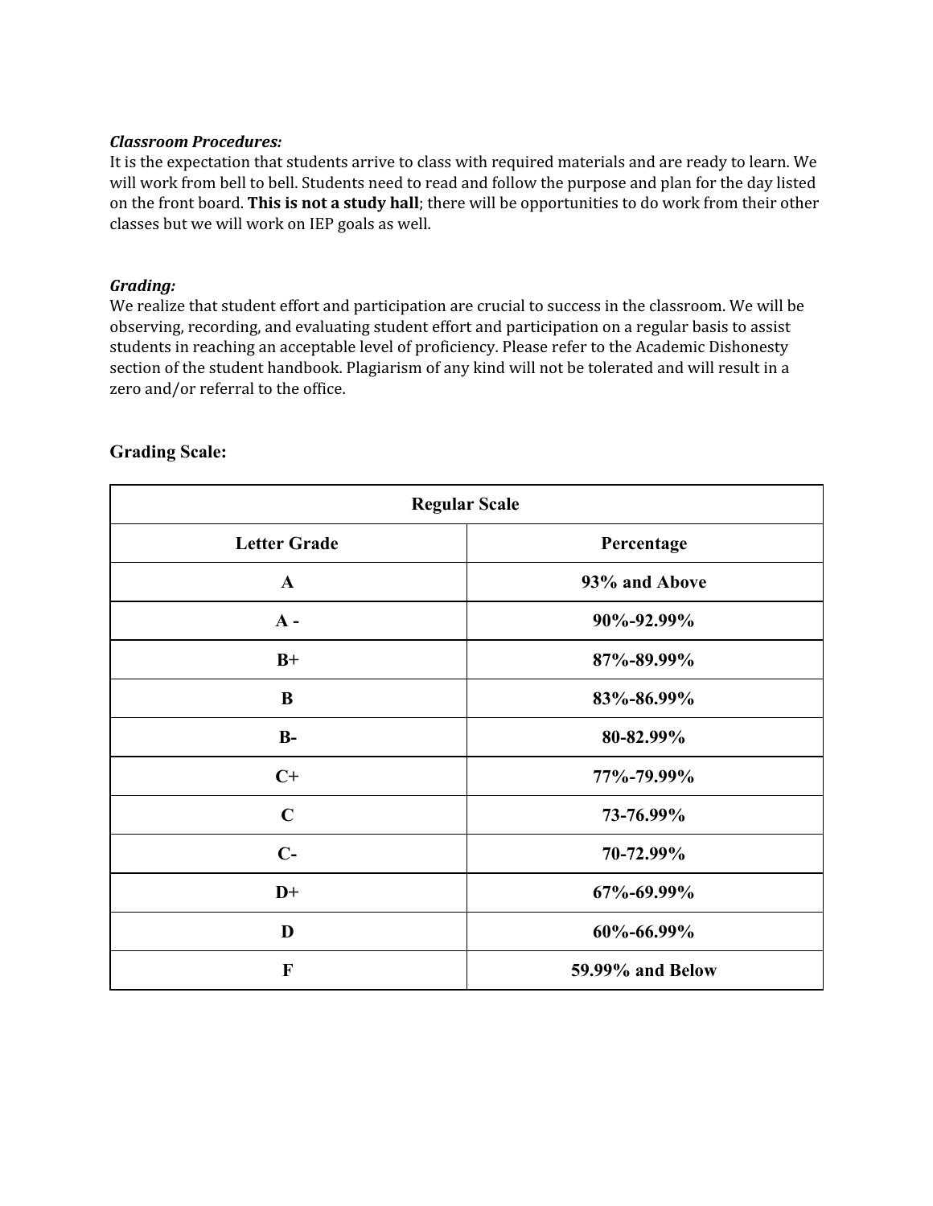***Classroom Procedures:***
It is the expectation that students arrive to class with required materials and are ready to learn. We will work from bell to bell. Students need to read and follow the purpose and plan for the day listed on the front board. **This is not a study hall**; there will be opportunities to do work from their other classes but we will work on IEP goals as well.

***Grading:***
We realize that student effort and participation are crucial to success in the classroom. We will be observing, recording, and evaluating student effort and participation on a regular basis to assist students in reaching an acceptable level of proficiency. Please refer to the Academic Dishonesty section of the student handbook. Plagiarism of any kind will not be tolerated and will result in a zero and/or referral to the office.

### Grading Scale:

| Regular Scale | |
|---|---|
| **Letter Grade** | **Percentage** |
| **A** | **93% and Above** |
| **A -** | **90%-92.99%** |
| **B+** | **87%-89.99%** |
| **B** | **83%-86.99%** |
| **B-** | **80-82.99%** |
| **C+** | **77%-79.99%** |
| **C** | **73-76.99%** |
| **C-** | **70-72.99%** |
| **D+** | **67%-69.99%** |
| **D** | **60%-66.99%** |
| **F** | **59.99% and Below** |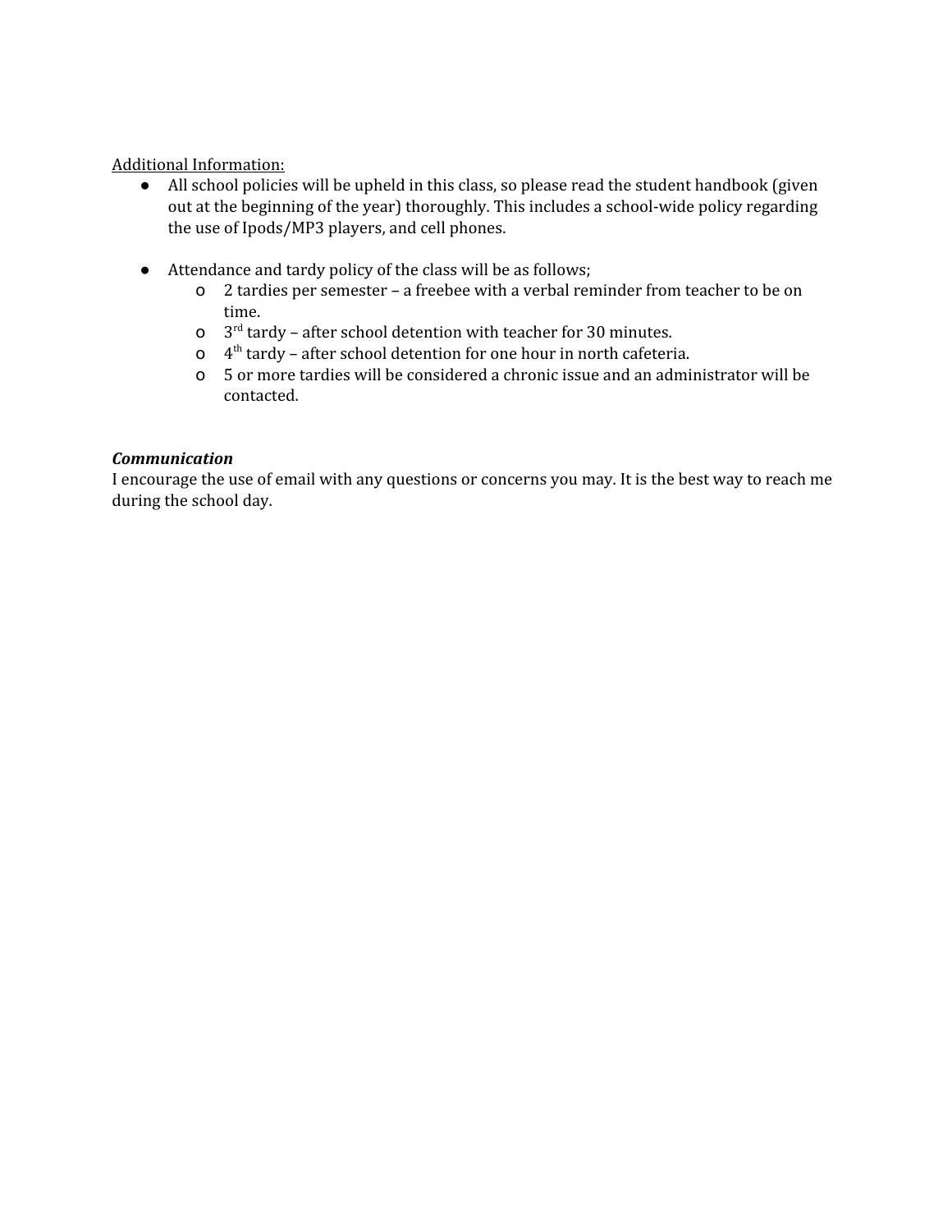<u>Additional Information:</u>

- All school policies will be upheld in this class, so please read the student handbook (given out at the beginning of the year) thoroughly. This includes a school-wide policy regarding the use of Ipods/MP3 players, and cell phones.

- Attendance and tardy policy of the class will be as follows;
  - 2 tardies per semester – a freebee with a verbal reminder from teacher to be on time.
  - 3rd tardy – after school detention with teacher for 30 minutes.
  - 4th tardy – after school detention for one hour in north cafeteria.
  - 5 or more tardies will be considered a chronic issue and an administrator will be contacted.

***Communication***

I encourage the use of email with any questions or concerns you may. It is the best way to reach me during the school day.